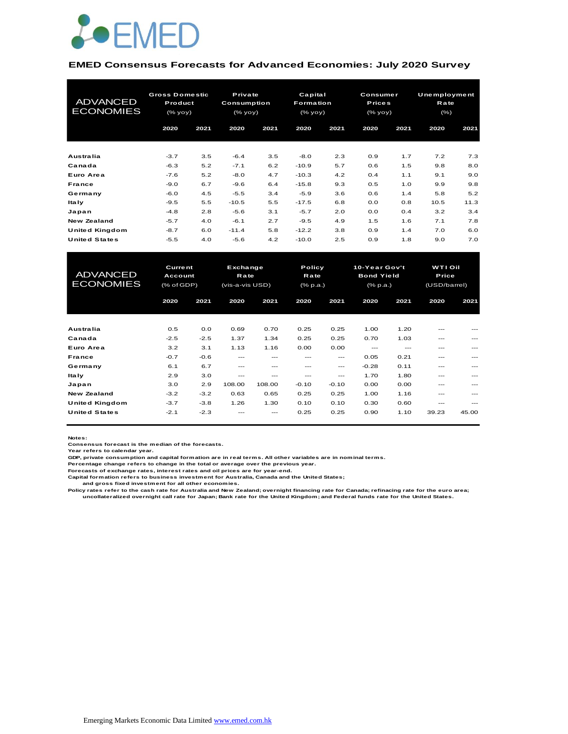EMED

# EMED Consensus Forecasts for Advanced Economies: July 2020 Survey

| ADVANCED ECONOMIES | Gross Domestic Product (% yoy) | | Private Consumption (% yoy) | | Capital Formation (% yoy) | | Consumer Prices (% yoy) | | Unemployment Rate (%) | |
|---|---|---|---|---|---|---|---|---|---|---|
| | 2020 | 2021 | 2020 | 2021 | 2020 | 2021 | 2020 | 2021 | 2020 | 2021 |
| Australia | -3.7 | 3.5 | -6.4 | 3.5 | -8.0 | 2.3 | 0.9 | 1.7 | 7.2 | 7.3 |
| Canada | -6.3 | 5.2 | -7.1 | 6.2 | -10.9 | 5.7 | 0.6 | 1.5 | 9.8 | 8.0 |
| Euro Area | -7.6 | 5.2 | -8.0 | 4.7 | -10.3 | 4.2 | 0.4 | 1.1 | 9.1 | 9.0 |
| France | -9.0 | 6.7 | -9.6 | 6.4 | -15.8 | 9.3 | 0.5 | 1.0 | 9.9 | 9.8 |
| Germany | -6.0 | 4.5 | -5.5 | 3.4 | -5.9 | 3.6 | 0.6 | 1.4 | 5.8 | 5.2 |
| Italy | -9.5 | 5.5 | -10.5 | 5.5 | -17.5 | 6.8 | 0.0 | 0.8 | 10.5 | 11.3 |
| Japan | -4.8 | 2.8 | -5.6 | 3.1 | -5.7 | 2.0 | 0.0 | 0.4 | 3.2 | 3.4 |
| New Zealand | -5.7 | 4.0 | -6.1 | 2.7 | -9.5 | 4.9 | 1.5 | 1.6 | 7.1 | 7.8 |
| United Kingdom | -8.7 | 6.0 | -11.4 | 5.8 | -12.2 | 3.8 | 0.9 | 1.4 | 7.0 | 6.0 |
| United States | -5.5 | 4.0 | -5.6 | 4.2 | -10.0 | 2.5 | 0.9 | 1.8 | 9.0 | 7.0 |

| ADVANCED ECONOMIES | Current Account (% of GDP) | | Exchange Rate (vis-a-vis USD) | | Policy Rate (% p.a.) | | 10-Year Gov't Bond Yield (% p.a.) | | WTI Oil Price (USD/barrel) | |
|---|---|---|---|---|---|---|---|---|---|---|
| | 2020 | 2021 | 2020 | 2021 | 2020 | 2021 | 2020 | 2021 | 2020 | 2021 |
| Australia | 0.5 | 0.0 | 0.69 | 0.70 | 0.25 | 0.25 | 1.00 | 1.20 | --- | --- |
| Canada | -2.5 | -2.5 | 1.37 | 1.34 | 0.25 | 0.25 | 0.70 | 1.03 | --- | --- |
| Euro Area | 3.2 | 3.1 | 1.13 | 1.16 | 0.00 | 0.00 | --- | --- | --- | --- |
| France | -0.7 | -0.6 | --- | --- | --- | --- | 0.05 | 0.21 | --- | --- |
| Germany | 6.1 | 6.7 | --- | --- | --- | --- | -0.28 | 0.11 | --- | --- |
| Italy | 2.9 | 3.0 | --- | --- | --- | --- | 1.70 | 1.80 | --- | --- |
| Japan | 3.0 | 2.9 | 108.00 | 108.00 | -0.10 | -0.10 | 0.00 | 0.00 | --- | --- |
| New Zealand | -3.2 | -3.2 | 0.63 | 0.65 | 0.25 | 0.25 | 1.00 | 1.16 | --- | --- |
| United Kingdom | -3.7 | -3.8 | 1.26 | 1.30 | 0.10 | 0.10 | 0.30 | 0.60 | --- | --- |
| United States | -2.1 | -2.3 | --- | --- | 0.25 | 0.25 | 0.90 | 1.10 | 39.23 | 45.00 |

Notes:
Consensus forecast is the median of the forecasts.
Year refers to calendar year.
GDP, private consumption and capital formation are in real terms. All other variables are in nominal terms.
Percentage change refers to change in the total or average over the previous year.
Forecasts of exchange rates, interest rates and oil prices are for year-end.
Capital formation refers to business investment for Australia, Canada and the United States;
and gross fixed investment for all other economies.
Policy rates refer to the cash rate for Australia and New Zealand; overnight financing rate for Canada; refinacing rate for the euro area;
uncollateralized overnight call rate for Japan; Bank rate for the United Kingdom; and Federal funds rate for the United States.

Emerging Markets Economic Data Limited www.emed.com.hk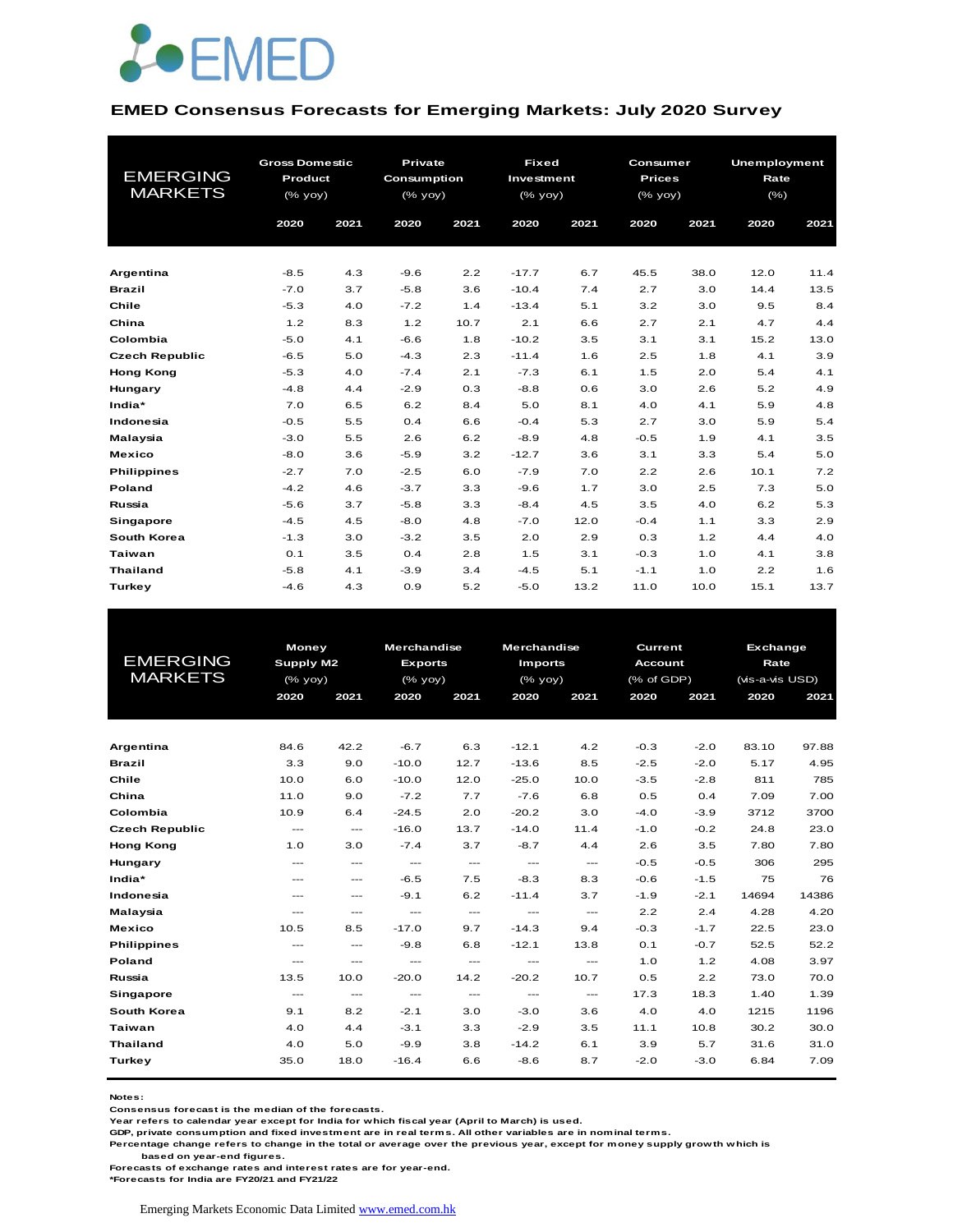# EMED

## EMED Consensus Forecasts for Emerging Markets: July 2020 Survey

| EMERGING MARKETS | Gross Domestic Product (% yoy) | | Private Consumption (% yoy) | | Fixed Investment (% yoy) | | Consumer Prices (% yoy) | | Unemployment Rate (%) | |
|---|---|---|---|---|---|---|---|---|---|---|
| | 2020 | 2021 | 2020 | 2021 | 2020 | 2021 | 2020 | 2021 | 2020 | 2021 |
| **Argentina** | -8.5 | 4.3 | -9.6 | 2.2 | -17.7 | 6.7 | 45.5 | 38.0 | 12.0 | 11.4 |
| **Brazil** | -7.0 | 3.7 | -5.8 | 3.6 | -10.4 | 7.4 | 2.7 | 3.0 | 14.4 | 13.5 |
| **Chile** | -5.3 | 4.0 | -7.2 | 1.4 | -13.4 | 5.1 | 3.2 | 3.0 | 9.5 | 8.4 |
| **China** | 1.2 | 8.3 | 1.2 | 10.7 | 2.1 | 6.6 | 2.7 | 2.1 | 4.7 | 4.4 |
| **Colombia** | -5.0 | 4.1 | -6.6 | 1.8 | -10.2 | 3.5 | 3.1 | 3.1 | 15.2 | 13.0 |
| **Czech Republic** | -6.5 | 5.0 | -4.3 | 2.3 | -11.4 | 1.6 | 2.5 | 1.8 | 4.1 | 3.9 |
| **Hong Kong** | -5.3 | 4.0 | -7.4 | 2.1 | -7.3 | 6.1 | 1.5 | 2.0 | 5.4 | 4.1 |
| **Hungary** | -4.8 | 4.4 | -2.9 | 0.3 | -8.8 | 0.6 | 3.0 | 2.6 | 5.2 | 4.9 |
| **India*** | 7.0 | 6.5 | 6.2 | 8.4 | 5.0 | 8.1 | 4.0 | 4.1 | 5.9 | 4.8 |
| **Indonesia** | -0.5 | 5.5 | 0.4 | 6.6 | -0.4 | 5.3 | 2.7 | 3.0 | 5.9 | 5.4 |
| **Malaysia** | -3.0 | 5.5 | 2.6 | 6.2 | -8.9 | 4.8 | -0.5 | 1.9 | 4.1 | 3.5 |
| **Mexico** | -8.0 | 3.6 | -5.9 | 3.2 | -12.7 | 3.6 | 3.1 | 3.3 | 5.4 | 5.0 |
| **Philippines** | -2.7 | 7.0 | -2.5 | 6.0 | -7.9 | 7.0 | 2.2 | 2.6 | 10.1 | 7.2 |
| **Poland** | -4.2 | 4.6 | -3.7 | 3.3 | -9.6 | 1.7 | 3.0 | 2.5 | 7.3 | 5.0 |
| **Russia** | -5.6 | 3.7 | -5.8 | 3.3 | -8.4 | 4.5 | 3.5 | 4.0 | 6.2 | 5.3 |
| **Singapore** | -4.5 | 4.5 | -8.0 | 4.8 | -7.0 | 12.0 | -0.4 | 1.1 | 3.3 | 2.9 |
| **South Korea** | -1.3 | 3.0 | -3.2 | 3.5 | 2.0 | 2.9 | 0.3 | 1.2 | 4.4 | 4.0 |
| **Taiwan** | 0.1 | 3.5 | 0.4 | 2.8 | 1.5 | 3.1 | -0.3 | 1.0 | 4.1 | 3.8 |
| **Thailand** | -5.8 | 4.1 | -3.9 | 3.4 | -4.5 | 5.1 | -1.1 | 1.0 | 2.2 | 1.6 |
| **Turkey** | -4.6 | 4.3 | 0.9 | 5.2 | -5.0 | 13.2 | 11.0 | 10.0 | 15.1 | 13.7 |

| EMERGING MARKETS | Money Supply M2 (% yoy) | | Merchandise Exports (% yoy) | | Merchandise Imports (% yoy) | | Current Account (% of GDP) | | Exchange Rate (vis-a-vis USD) | |
|---|---|---|---|---|---|---|---|---|---|---|
| | 2020 | 2021 | 2020 | 2021 | 2020 | 2021 | 2020 | 2021 | 2020 | 2021 |
| **Argentina** | 84.6 | 42.2 | -6.7 | 6.3 | -12.1 | 4.2 | -0.3 | -2.0 | 83.10 | 97.88 |
| **Brazil** | 3.3 | 9.0 | -10.0 | 12.7 | -13.6 | 8.5 | -2.5 | -2.0 | 5.17 | 4.95 |
| **Chile** | 10.0 | 6.0 | -10.0 | 12.0 | -25.0 | 10.0 | -3.5 | -2.8 | 811 | 785 |
| **China** | 11.0 | 9.0 | -7.2 | 7.7 | -7.6 | 6.8 | 0.5 | 0.4 | 7.09 | 7.00 |
| **Colombia** | 10.9 | 6.4 | -24.5 | 2.0 | -20.2 | 3.0 | -4.0 | -3.9 | 3712 | 3700 |
| **Czech Republic** | --- | --- | -16.0 | 13.7 | -14.0 | 11.4 | -1.0 | -0.2 | 24.8 | 23.0 |
| **Hong Kong** | 1.0 | 3.0 | -7.4 | 3.7 | -8.7 | 4.4 | 2.6 | 3.5 | 7.80 | 7.80 |
| **Hungary** | --- | --- | --- | --- | --- | --- | -0.5 | -0.5 | 306 | 295 |
| **India*** | --- | --- | -6.5 | 7.5 | -8.3 | 8.3 | -0.6 | -1.5 | 75 | 76 |
| **Indonesia** | --- | --- | -9.1 | 6.2 | -11.4 | 3.7 | -1.9 | -2.1 | 14694 | 14386 |
| **Malaysia** | --- | --- | --- | --- | --- | --- | 2.2 | 2.4 | 4.28 | 4.20 |
| **Mexico** | 10.5 | 8.5 | -17.0 | 9.7 | -14.3 | 9.4 | -0.3 | -1.7 | 22.5 | 23.0 |
| **Philippines** | --- | --- | -9.8 | 6.8 | -12.1 | 13.8 | 0.1 | -0.7 | 52.5 | 52.2 |
| **Poland** | --- | --- | --- | --- | --- | --- | 1.0 | 1.2 | 4.08 | 3.97 |
| **Russia** | 13.5 | 10.0 | -20.0 | 14.2 | -20.2 | 10.7 | 0.5 | 2.2 | 73.0 | 70.0 |
| **Singapore** | --- | --- | --- | --- | --- | --- | 17.3 | 18.3 | 1.40 | 1.39 |
| **South Korea** | 9.1 | 8.2 | -2.1 | 3.0 | -3.0 | 3.6 | 4.0 | 4.0 | 1215 | 1196 |
| **Taiwan** | 4.0 | 4.4 | -3.1 | 3.3 | -2.9 | 3.5 | 11.1 | 10.8 | 30.2 | 30.0 |
| **Thailand** | 4.0 | 5.0 | -9.9 | 3.8 | -14.2 | 6.1 | 3.9 | 5.7 | 31.6 | 31.0 |
| **Turkey** | 35.0 | 18.0 | -16.4 | 6.6 | -8.6 | 8.7 | -2.0 | -3.0 | 6.84 | 7.09 |

**Notes:**

**Consensus forecast is the median of the forecasts.**

**Year refers to calendar year except for India for which fiscal year (April to March) is used.**

**GDP, private consumption and fixed investment are in real terms. All other variables are in nominal terms.**

**Percentage change refers to change in the total or average over the previous year, except for money supply growth which is based on year-end figures.**

**Forecasts of exchange rates and interest rates are for year-end.**

***Forecasts for India are FY20/21 and FY21/22**

Emerging Markets Economic Data Limited www.emed.com.hk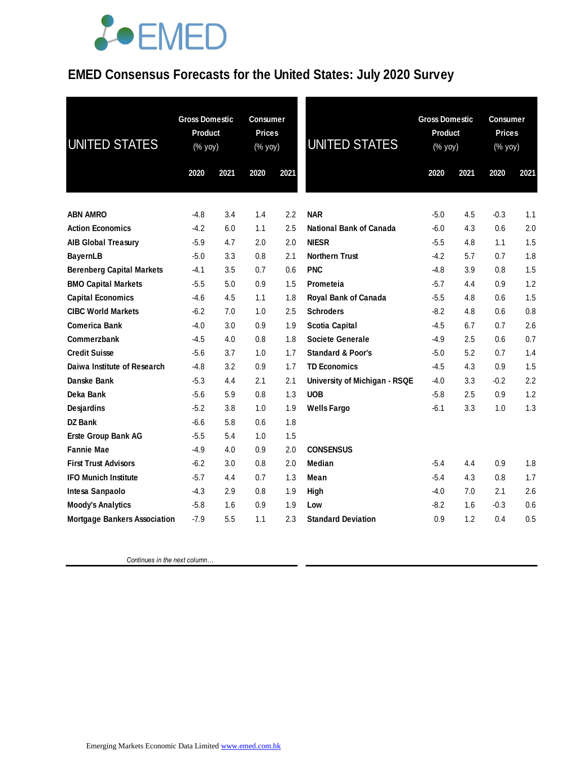EMED

# EMED Consensus Forecasts for the United States: July 2020 Survey

| UNITED STATES | Gross Domestic Product (% yoy) | | Consumer Prices (% yoy) | |
|---|---|---|---|---|
| | 2020 | 2021 | 2020 | 2021 |
| **ABN AMRO** | -4.8 | 3.4 | 1.4 | 2.2 |
| **Action Economics** | -4.2 | 6.0 | 1.1 | 2.5 |
| **AIB Global Treasury** | -5.9 | 4.7 | 2.0 | 2.0 |
| **BayernLB** | -5.0 | 3.3 | 0.8 | 2.1 |
| **Berenberg Capital Markets** | -4.1 | 3.5 | 0.7 | 0.6 |
| **BMO Capital Markets** | -5.5 | 5.0 | 0.9 | 1.5 |
| **Capital Economics** | -4.6 | 4.5 | 1.1 | 1.8 |
| **CIBC World Markets** | -6.2 | 7.0 | 1.0 | 2.5 |
| **Comerica Bank** | -4.0 | 3.0 | 0.9 | 1.9 |
| **Commerzbank** | -4.5 | 4.0 | 0.8 | 1.8 |
| **Credit Suisse** | -5.6 | 3.7 | 1.0 | 1.7 |
| **Daiwa Institute of Research** | -4.8 | 3.2 | 0.9 | 1.7 |
| **Danske Bank** | -5.3 | 4.4 | 2.1 | 2.1 |
| **Deka Bank** | -5.6 | 5.9 | 0.8 | 1.3 |
| **Desjardins** | -5.2 | 3.8 | 1.0 | 1.9 |
| **DZ Bank** | -6.6 | 5.8 | 0.6 | 1.8 |
| **Erste Group Bank AG** | -5.5 | 5.4 | 1.0 | 1.5 |
| **Fannie Mae** | -4.9 | 4.0 | 0.9 | 2.0 |
| **First Trust Advisors** | -6.2 | 3.0 | 0.8 | 2.0 |
| **IFO Munich Institute** | -5.7 | 4.4 | 0.7 | 1.3 |
| **Intesa Sanpaolo** | -4.3 | 2.9 | 0.8 | 1.9 |
| **Moody's Analytics** | -5.8 | 1.6 | 0.9 | 1.9 |
| **Mortgage Bankers Association** | -7.9 | 5.5 | 1.1 | 2.3 |

*Continues in the next column…*

| UNITED STATES | Gross Domestic Product (% yoy) | | Consumer Prices (% yoy) | |
|---|---|---|---|---|
| | 2020 | 2021 | 2020 | 2021 |
| **NAR** | -5.0 | 4.5 | -0.3 | 1.1 |
| **National Bank of Canada** | -6.0 | 4.3 | 0.6 | 2.0 |
| **NIESR** | -5.5 | 4.8 | 1.1 | 1.5 |
| **Northern Trust** | -4.2 | 5.7 | 0.7 | 1.8 |
| **PNC** | -4.8 | 3.9 | 0.8 | 1.5 |
| **Prometeia** | -5.7 | 4.4 | 0.9 | 1.2 |
| **Royal Bank of Canada** | -5.5 | 4.8 | 0.6 | 1.5 |
| **Schroders** | -8.2 | 4.8 | 0.6 | 0.8 |
| **Scotia Capital** | -4.5 | 6.7 | 0.7 | 2.6 |
| **Societe Generale** | -4.9 | 2.5 | 0.6 | 0.7 |
| **Standard & Poor's** | -5.0 | 5.2 | 0.7 | 1.4 |
| **TD Economics** | -4.5 | 4.3 | 0.9 | 1.5 |
| **University of Michigan - RSQE** | -4.0 | 3.3 | -0.2 | 2.2 |
| **UOB** | -5.8 | 2.5 | 0.9 | 1.2 |
| **Wells Fargo** | -6.1 | 3.3 | 1.0 | 1.3 |
| | | | | |
| **CONSENSUS** | | | | |
| **Median** | -5.4 | 4.4 | 0.9 | 1.8 |
| **Mean** | -5.4 | 4.3 | 0.8 | 1.7 |
| **High** | -4.0 | 7.0 | 2.1 | 2.6 |
| **Low** | -8.2 | 1.6 | -0.3 | 0.6 |
| **Standard Deviation** | 0.9 | 1.2 | 0.4 | 0.5 |

Emerging Markets Economic Data Limited www.emed.com.hk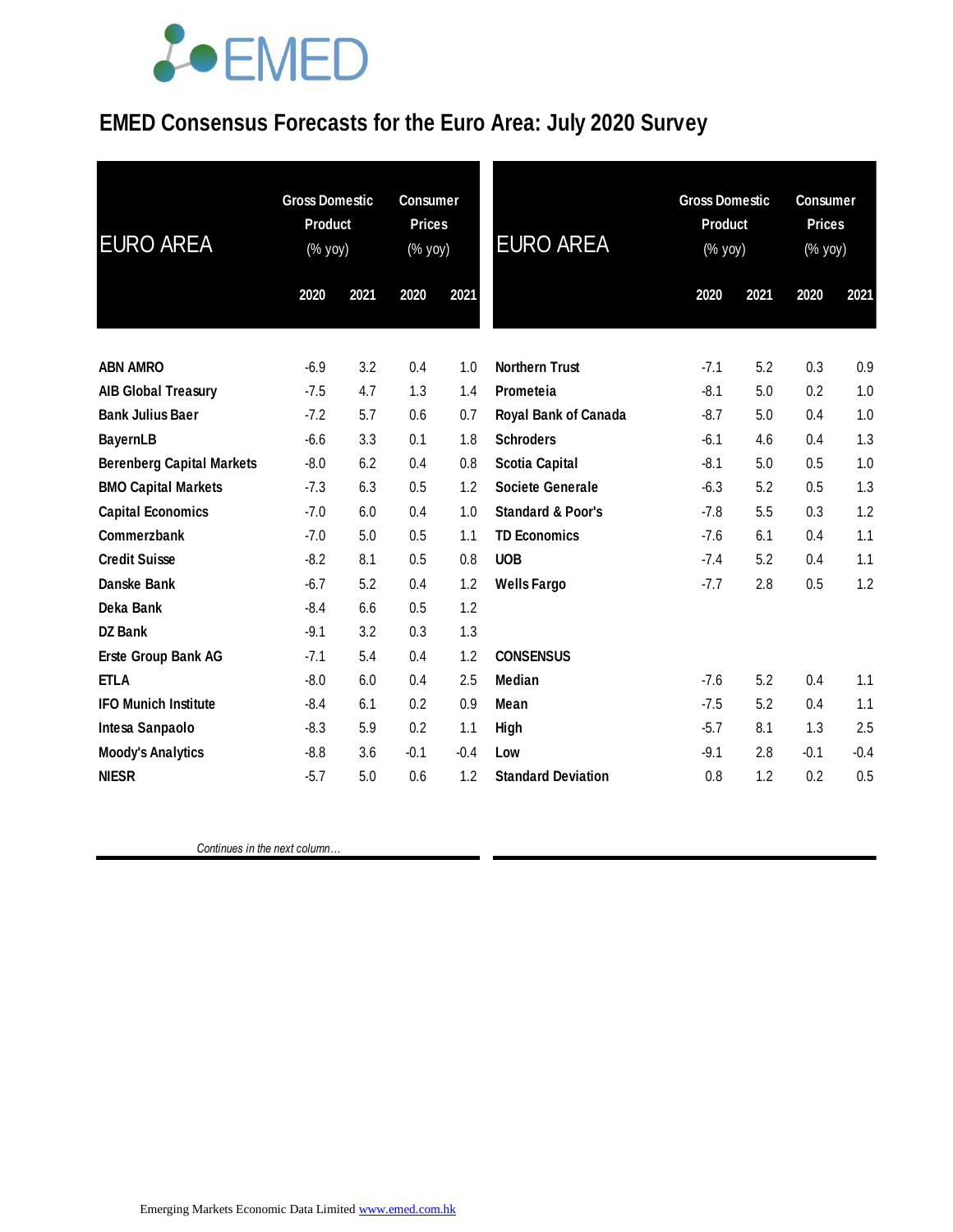# EMED Consensus Forecasts for the Euro Area: July 2020 Survey

| EURO AREA | Gross Domestic Product (% yoy) | | Consumer Prices (% yoy) | |
|---|---|---|---|---|
| | 2020 | 2021 | 2020 | 2021 |
| **ABN AMRO** | -6.9 | 3.2 | 0.4 | 1.0 |
| **AIB Global Treasury** | -7.5 | 4.7 | 1.3 | 1.4 |
| **Bank Julius Baer** | -7.2 | 5.7 | 0.6 | 0.7 |
| **BayernLB** | -6.6 | 3.3 | 0.1 | 1.8 |
| **Berenberg Capital Markets** | -8.0 | 6.2 | 0.4 | 0.8 |
| **BMO Capital Markets** | -7.3 | 6.3 | 0.5 | 1.2 |
| **Capital Economics** | -7.0 | 6.0 | 0.4 | 1.0 |
| **Commerzbank** | -7.0 | 5.0 | 0.5 | 1.1 |
| **Credit Suisse** | -8.2 | 8.1 | 0.5 | 0.8 |
| **Danske Bank** | -6.7 | 5.2 | 0.4 | 1.2 |
| **Deka Bank** | -8.4 | 6.6 | 0.5 | 1.2 |
| **DZ Bank** | -9.1 | 3.2 | 0.3 | 1.3 |
| **Erste Group Bank AG** | -7.1 | 5.4 | 0.4 | 1.2 |
| **ETLA** | -8.0 | 6.0 | 0.4 | 2.5 |
| **IFO Munich Institute** | -8.4 | 6.1 | 0.2 | 0.9 |
| **Intesa Sanpaolo** | -8.3 | 5.9 | 0.2 | 1.1 |
| **Moody's Analytics** | -8.8 | 3.6 | -0.1 | -0.4 |
| **NIESR** | -5.7 | 5.0 | 0.6 | 1.2 |
| **Northern Trust** | -7.1 | 5.2 | 0.3 | 0.9 |
| **Prometeia** | -8.1 | 5.0 | 0.2 | 1.0 |
| **Royal Bank of Canada** | -8.7 | 5.0 | 0.4 | 1.0 |
| **Schroders** | -6.1 | 4.6 | 0.4 | 1.3 |
| **Scotia Capital** | -8.1 | 5.0 | 0.5 | 1.0 |
| **Societe Generale** | -6.3 | 5.2 | 0.5 | 1.3 |
| **Standard & Poor's** | -7.8 | 5.5 | 0.3 | 1.2 |
| **TD Economics** | -7.6 | 6.1 | 0.4 | 1.1 |
| **UOB** | -7.4 | 5.2 | 0.4 | 1.1 |
| **Wells Fargo** | -7.7 | 2.8 | 0.5 | 1.2 |
| **CONSENSUS** | | | | |
| **Median** | -7.6 | 5.2 | 0.4 | 1.1 |
| **Mean** | -7.5 | 5.2 | 0.4 | 1.1 |
| **High** | -5.7 | 8.1 | 1.3 | 2.5 |
| **Low** | -9.1 | 2.8 | -0.1 | -0.4 |
| **Standard Deviation** | 0.8 | 1.2 | 0.2 | 0.5 |

*Continues in the next column…*

Emerging Markets Economic Data Limited www.emed.com.hk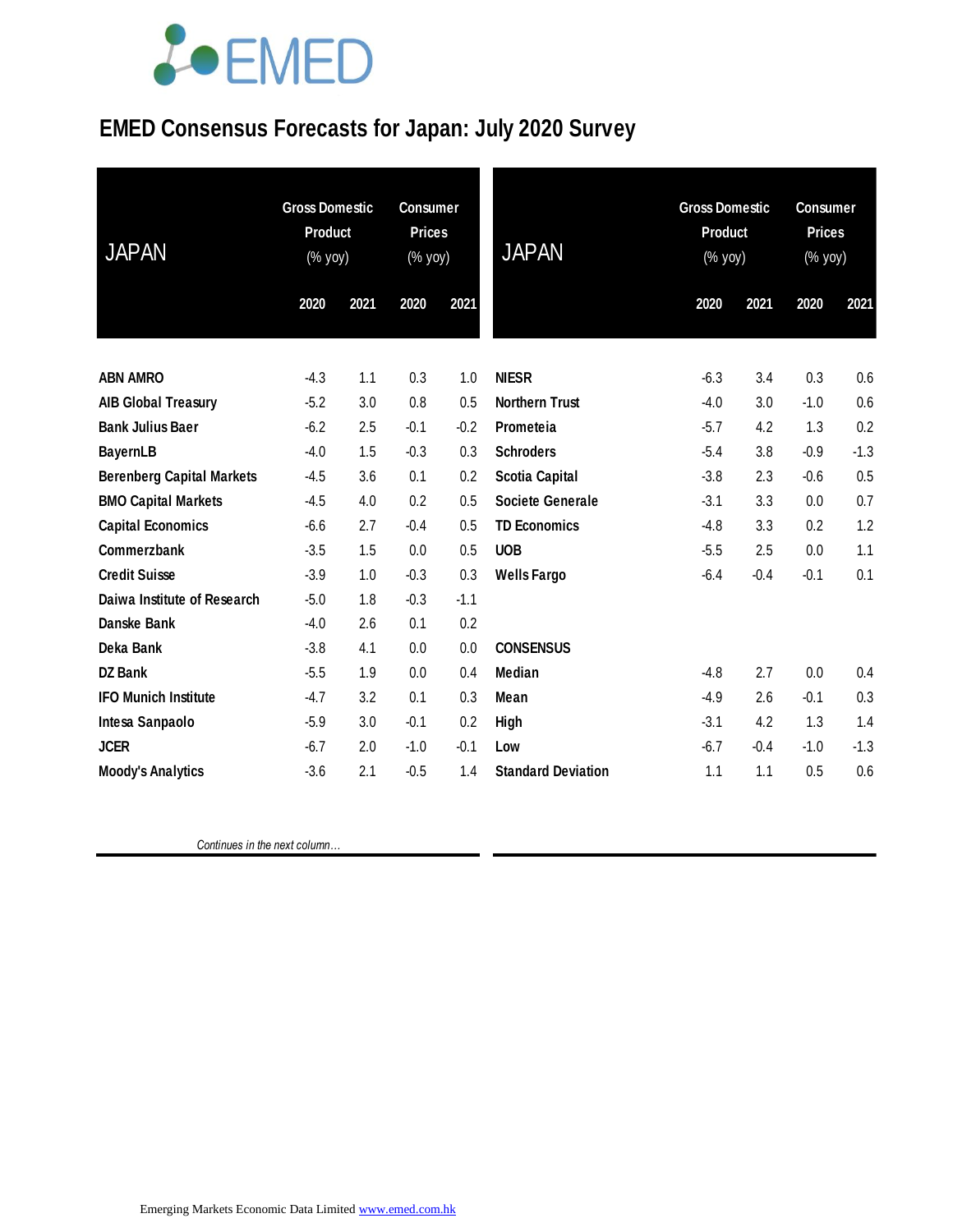# EMED Consensus Forecasts for Japan: July 2020 Survey

| JAPAN | Gross Domestic Product (% yoy) | | Consumer Prices (% yoy) | |
|---|---|---|---|---|
| | 2020 | 2021 | 2020 | 2021 |
| **ABN AMRO** | -4.3 | 1.1 | 0.3 | 1.0 |
| **AIB Global Treasury** | -5.2 | 3.0 | 0.8 | 0.5 |
| **Bank Julius Baer** | -6.2 | 2.5 | -0.1 | -0.2 |
| **BayernLB** | -4.0 | 1.5 | -0.3 | 0.3 |
| **Berenberg Capital Markets** | -4.5 | 3.6 | 0.1 | 0.2 |
| **BMO Capital Markets** | -4.5 | 4.0 | 0.2 | 0.5 |
| **Capital Economics** | -6.6 | 2.7 | -0.4 | 0.5 |
| **Commerzbank** | -3.5 | 1.5 | 0.0 | 0.5 |
| **Credit Suisse** | -3.9 | 1.0 | -0.3 | 0.3 |
| **Daiwa Institute of Research** | -5.0 | 1.8 | -0.3 | -1.1 |
| **Danske Bank** | -4.0 | 2.6 | 0.1 | 0.2 |
| **Deka Bank** | -3.8 | 4.1 | 0.0 | 0.0 |
| **DZ Bank** | -5.5 | 1.9 | 0.0 | 0.4 |
| **IFO Munich Institute** | -4.7 | 3.2 | 0.1 | 0.3 |
| **Intesa Sanpaolo** | -5.9 | 3.0 | -0.1 | 0.2 |
| **JCER** | -6.7 | 2.0 | -1.0 | -0.1 |
| **Moody's Analytics** | -3.6 | 2.1 | -0.5 | 1.4 |
| **NIESR** | -6.3 | 3.4 | 0.3 | 0.6 |
| **Northern Trust** | -4.0 | 3.0 | -1.0 | 0.6 |
| **Prometeia** | -5.7 | 4.2 | 1.3 | 0.2 |
| **Schroders** | -5.4 | 3.8 | -0.9 | -1.3 |
| **Scotia Capital** | -3.8 | 2.3 | -0.6 | 0.5 |
| **Societe Generale** | -3.1 | 3.3 | 0.0 | 0.7 |
| **TD Economics** | -4.8 | 3.3 | 0.2 | 1.2 |
| **UOB** | -5.5 | 2.5 | 0.0 | 1.1 |
| **Wells Fargo** | -6.4 | -0.4 | -0.1 | 0.1 |
| **CONSENSUS** | | | | |
| **Median** | -4.8 | 2.7 | 0.0 | 0.4 |
| **Mean** | -4.9 | 2.6 | -0.1 | 0.3 |
| **High** | -3.1 | 4.2 | 1.3 | 1.4 |
| **Low** | -6.7 | -0.4 | -1.0 | -1.3 |
| **Standard Deviation** | 1.1 | 1.1 | 0.5 | 0.6 |

*Continues in the next column…*

Emerging Markets Economic Data Limited www.emed.com.hk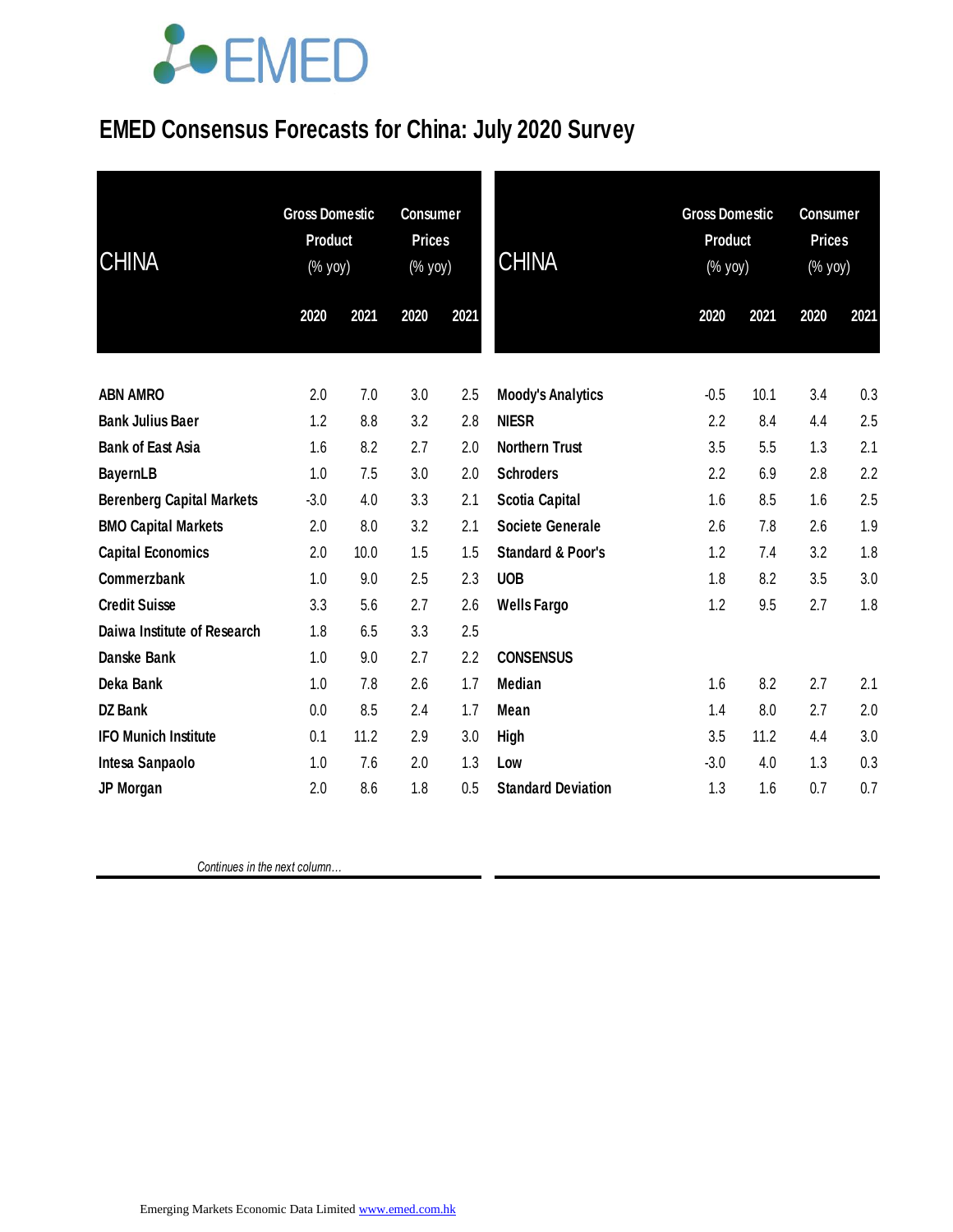# EMED Consensus Forecasts for China: July 2020 Survey

| CHINA | Gross Domestic Product (% yoy) | | Consumer Prices (% yoy) | |
|---|---|---|---|---|
| | 2020 | 2021 | 2020 | 2021 |
| **ABN AMRO** | 2.0 | 7.0 | 3.0 | 2.5 |
| **Bank Julius Baer** | 1.2 | 8.8 | 3.2 | 2.8 |
| **Bank of East Asia** | 1.6 | 8.2 | 2.7 | 2.0 |
| **BayernLB** | 1.0 | 7.5 | 3.0 | 2.0 |
| **Berenberg Capital Markets** | -3.0 | 4.0 | 3.3 | 2.1 |
| **BMO Capital Markets** | 2.0 | 8.0 | 3.2 | 2.1 |
| **Capital Economics** | 2.0 | 10.0 | 1.5 | 1.5 |
| **Commerzbank** | 1.0 | 9.0 | 2.5 | 2.3 |
| **Credit Suisse** | 3.3 | 5.6 | 2.7 | 2.6 |
| **Daiwa Institute of Research** | 1.8 | 6.5 | 3.3 | 2.5 |
| **Danske Bank** | 1.0 | 9.0 | 2.7 | 2.2 |
| **Deka Bank** | 1.0 | 7.8 | 2.6 | 1.7 |
| **DZ Bank** | 0.0 | 8.5 | 2.4 | 1.7 |
| **IFO Munich Institute** | 0.1 | 11.2 | 2.9 | 3.0 |
| **Intesa Sanpaolo** | 1.0 | 7.6 | 2.0 | 1.3 |
| **JP Morgan** | 2.0 | 8.6 | 1.8 | 0.5 |
| **Moody's Analytics** | -0.5 | 10.1 | 3.4 | 0.3 |
| **NIESR** | 2.2 | 8.4 | 4.4 | 2.5 |
| **Northern Trust** | 3.5 | 5.5 | 1.3 | 2.1 |
| **Schroders** | 2.2 | 6.9 | 2.8 | 2.2 |
| **Scotia Capital** | 1.6 | 8.5 | 1.6 | 2.5 |
| **Societe Generale** | 2.6 | 7.8 | 2.6 | 1.9 |
| **Standard & Poor's** | 1.2 | 7.4 | 3.2 | 1.8 |
| **UOB** | 1.8 | 8.2 | 3.5 | 3.0 |
| **Wells Fargo** | 1.2 | 9.5 | 2.7 | 1.8 |
| **CONSENSUS** | | | | |
| **Median** | 1.6 | 8.2 | 2.7 | 2.1 |
| **Mean** | 1.4 | 8.0 | 2.7 | 2.0 |
| **High** | 3.5 | 11.2 | 4.4 | 3.0 |
| **Low** | -3.0 | 4.0 | 1.3 | 0.3 |
| **Standard Deviation** | 1.3 | 1.6 | 0.7 | 0.7 |

*Continues in the next column…*

Emerging Markets Economic Data Limited [www.emed.com.hk](http://www.emed.com.hk)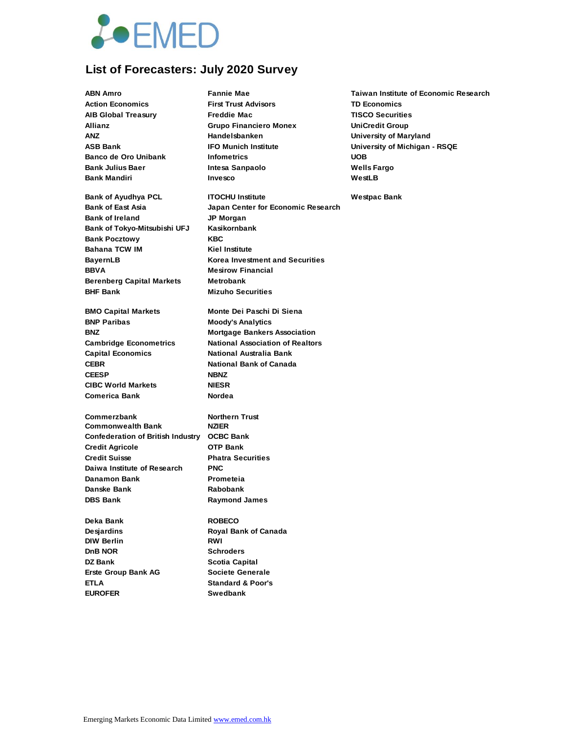# List of Forecasters: July 2020 Survey

ABN Amro
Action Economics
AIB Global Treasury
Allianz
ANZ
ASB Bank
Banco de Oro Unibank
Bank Julius Baer
Bank Mandiri

Bank of Ayudhya PCL
Bank of East Asia
Bank of Ireland
Bank of Tokyo-Mitsubishi UFJ
Bank Pocztowy
Bahana TCW IM
BayernLB
BBVA
Berenberg Capital Markets
BHF Bank

BMO Capital Markets
BNP Paribas
BNZ
Cambridge Econometrics
Capital Economics
CEBR
CEESP
CIBC World Markets
Comerica Bank

Commerzbank
Commonwealth Bank
Confederation of British Industry
Credit Agricole
Credit Suisse
Daiwa Institute of Research
Danamon Bank
Danske Bank
DBS Bank

Deka Bank
Desjardins
DIW Berlin
DnB NOR
DZ Bank
Erste Group Bank AG
ETLA
EUROFER

Fannie Mae
First Trust Advisors
Freddie Mac
Grupo Financiero Monex
Handelsbanken
IFO Munich Institute
Infometrics
Intesa Sanpaolo
Invesco

ITOCHU Institute
Japan Center for Economic Research
JP Morgan
Kasikornbank
KBC
Kiel Institute
Korea Investment and Securities
Mesirow Financial
Metrobank
Mizuho Securities

Monte Dei Paschi Di Siena
Moody's Analytics
Mortgage Bankers Association
National Association of Realtors
National Australia Bank
National Bank of Canada
NBNZ
NIESR
Nordea

Northern Trust
NZIER
OCBC Bank
OTP Bank
Phatra Securities
PNC
Prometeia
Rabobank
Raymond James

ROBECO
Royal Bank of Canada
RWI
Schroders
Scotia Capital
Societe Generale
Standard & Poor's
Swedbank

Taiwan Institute of Economic Research
TD Economics
TISCO Securities
UniCredit Group
University of Maryland
University of Michigan - RSQE
UOB
Wells Fargo
WestLB

Westpac Bank

Emerging Markets Economic Data Limited www.emed.com.hk